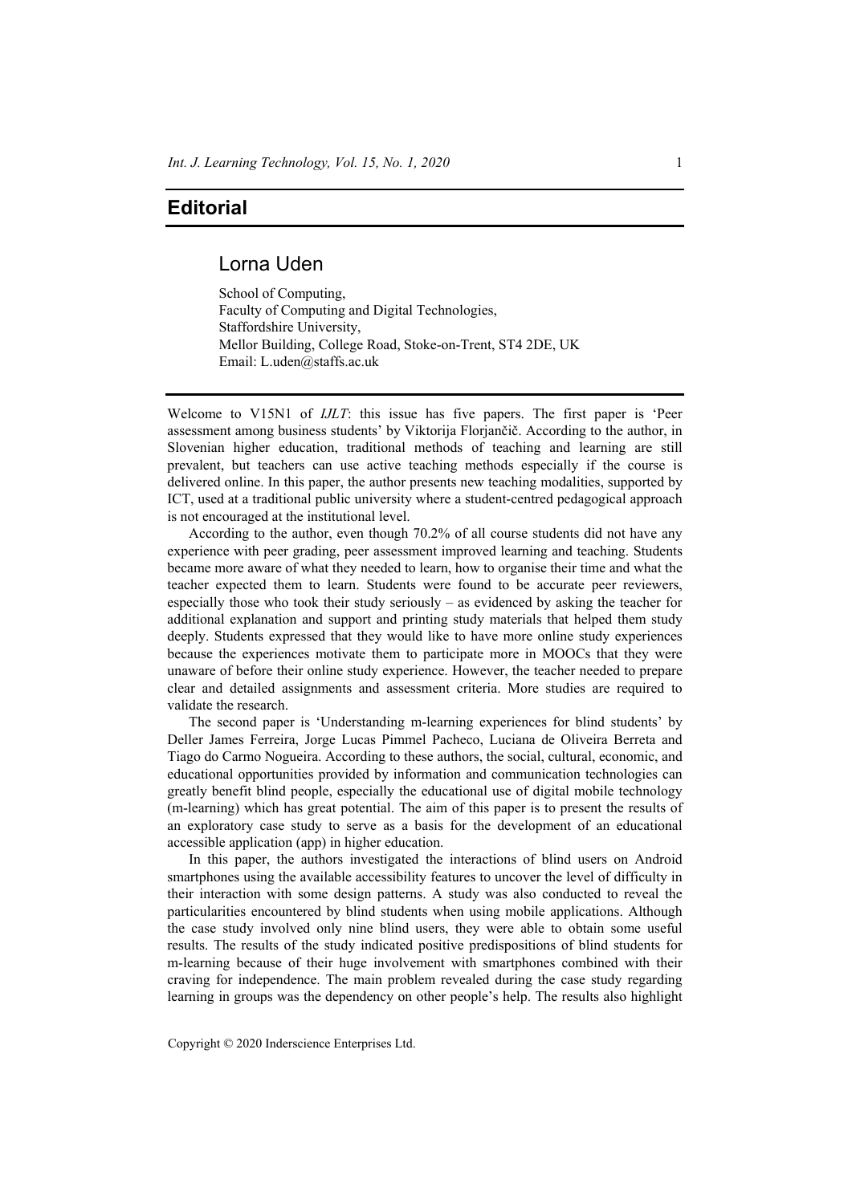# Editorial

## Lorna Uden

School of Computing,
Faculty of Computing and Digital Technologies,
Staffordshire University,
Mellor Building, College Road, Stoke-on-Trent, ST4 2DE, UK
Email: L.uden@staffs.ac.uk

Welcome to V15N1 of *IJLT*: this issue has five papers. The first paper is 'Peer assessment among business students' by Viktorija Florjančič. According to the author, in Slovenian higher education, traditional methods of teaching and learning are still prevalent, but teachers can use active teaching methods especially if the course is delivered online. In this paper, the author presents new teaching modalities, supported by ICT, used at a traditional public university where a student-centred pedagogical approach is not encouraged at the institutional level.

According to the author, even though 70.2% of all course students did not have any experience with peer grading, peer assessment improved learning and teaching. Students became more aware of what they needed to learn, how to organise their time and what the teacher expected them to learn. Students were found to be accurate peer reviewers, especially those who took their study seriously – as evidenced by asking the teacher for additional explanation and support and printing study materials that helped them study deeply. Students expressed that they would like to have more online study experiences because the experiences motivate them to participate more in MOOCs that they were unaware of before their online study experience. However, the teacher needed to prepare clear and detailed assignments and assessment criteria. More studies are required to validate the research.

The second paper is 'Understanding m-learning experiences for blind students' by Deller James Ferreira, Jorge Lucas Pimmel Pacheco, Luciana de Oliveira Berreta and Tiago do Carmo Nogueira. According to these authors, the social, cultural, economic, and educational opportunities provided by information and communication technologies can greatly benefit blind people, especially the educational use of digital mobile technology (m-learning) which has great potential. The aim of this paper is to present the results of an exploratory case study to serve as a basis for the development of an educational accessible application (app) in higher education.

In this paper, the authors investigated the interactions of blind users on Android smartphones using the available accessibility features to uncover the level of difficulty in their interaction with some design patterns. A study was also conducted to reveal the particularities encountered by blind students when using mobile applications. Although the case study involved only nine blind users, they were able to obtain some useful results. The results of the study indicated positive predispositions of blind students for m-learning because of their huge involvement with smartphones combined with their craving for independence. The main problem revealed during the case study regarding learning in groups was the dependency on other people's help. The results also highlight

Copyright © 2020 Inderscience Enterprises Ltd.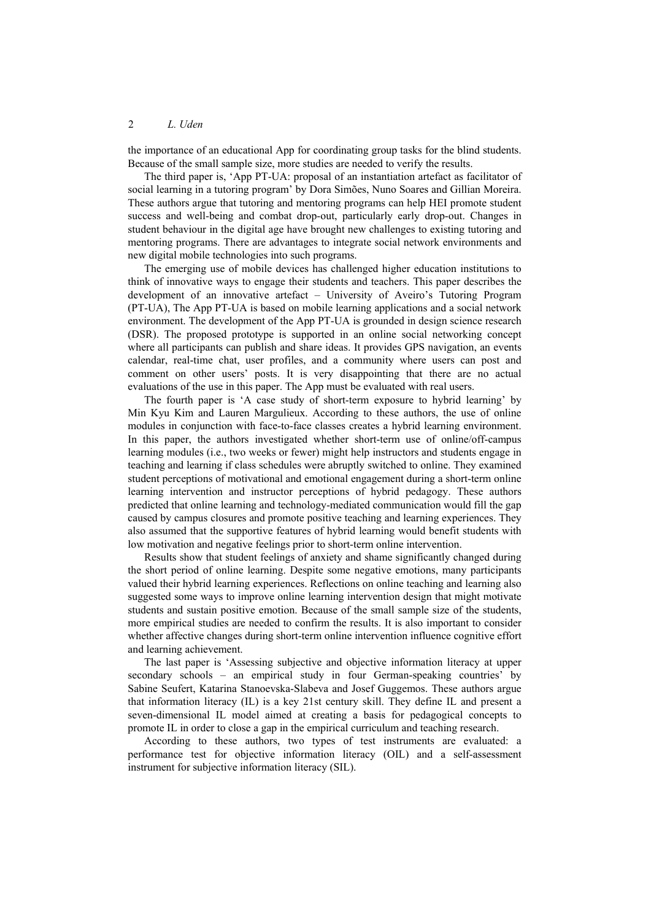the importance of an educational App for coordinating group tasks for the blind students. Because of the small sample size, more studies are needed to verify the results.

The third paper is, 'App PT-UA: proposal of an instantiation artefact as facilitator of social learning in a tutoring program' by Dora Simões, Nuno Soares and Gillian Moreira. These authors argue that tutoring and mentoring programs can help HEI promote student success and well-being and combat drop-out, particularly early drop-out. Changes in student behaviour in the digital age have brought new challenges to existing tutoring and mentoring programs. There are advantages to integrate social network environments and new digital mobile technologies into such programs.

The emerging use of mobile devices has challenged higher education institutions to think of innovative ways to engage their students and teachers. This paper describes the development of an innovative artefact – University of Aveiro's Tutoring Program (PT-UA), The App PT-UA is based on mobile learning applications and a social network environment. The development of the App PT-UA is grounded in design science research (DSR). The proposed prototype is supported in an online social networking concept where all participants can publish and share ideas. It provides GPS navigation, an events calendar, real-time chat, user profiles, and a community where users can post and comment on other users' posts. It is very disappointing that there are no actual evaluations of the use in this paper. The App must be evaluated with real users.

The fourth paper is 'A case study of short-term exposure to hybrid learning' by Min Kyu Kim and Lauren Margulieux. According to these authors, the use of online modules in conjunction with face-to-face classes creates a hybrid learning environment. In this paper, the authors investigated whether short-term use of online/off-campus learning modules (i.e., two weeks or fewer) might help instructors and students engage in teaching and learning if class schedules were abruptly switched to online. They examined student perceptions of motivational and emotional engagement during a short-term online learning intervention and instructor perceptions of hybrid pedagogy. These authors predicted that online learning and technology-mediated communication would fill the gap caused by campus closures and promote positive teaching and learning experiences. They also assumed that the supportive features of hybrid learning would benefit students with low motivation and negative feelings prior to short-term online intervention.

Results show that student feelings of anxiety and shame significantly changed during the short period of online learning. Despite some negative emotions, many participants valued their hybrid learning experiences. Reflections on online teaching and learning also suggested some ways to improve online learning intervention design that might motivate students and sustain positive emotion. Because of the small sample size of the students, more empirical studies are needed to confirm the results. It is also important to consider whether affective changes during short-term online intervention influence cognitive effort and learning achievement.

The last paper is 'Assessing subjective and objective information literacy at upper secondary schools – an empirical study in four German-speaking countries' by Sabine Seufert, Katarina Stanoevska-Slabeva and Josef Guggemos. These authors argue that information literacy (IL) is a key 21st century skill. They define IL and present a seven-dimensional IL model aimed at creating a basis for pedagogical concepts to promote IL in order to close a gap in the empirical curriculum and teaching research.

According to these authors, two types of test instruments are evaluated: a performance test for objective information literacy (OIL) and a self-assessment instrument for subjective information literacy (SIL).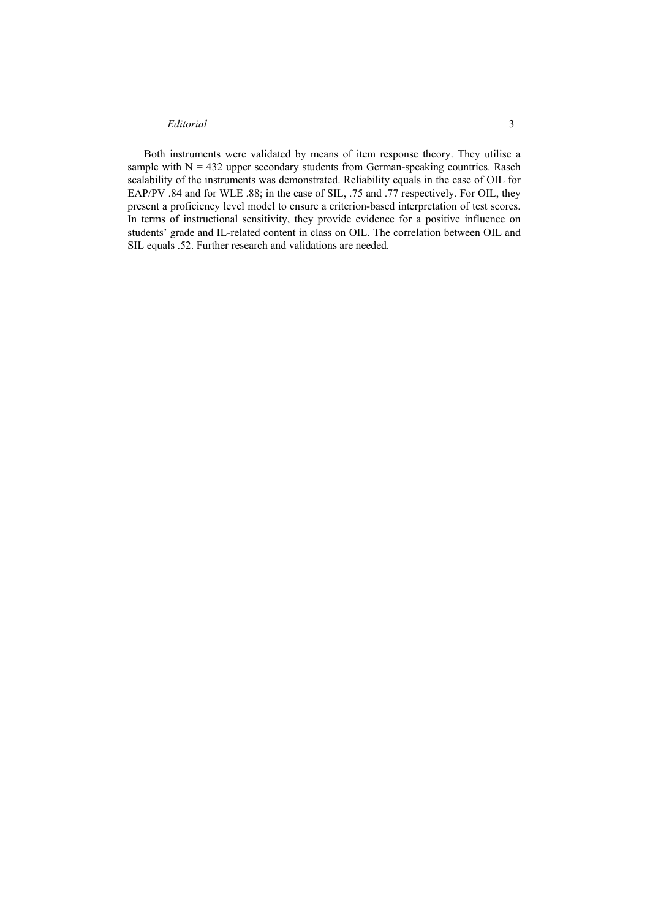Both instruments were validated by means of item response theory. They utilise a sample with $N = 432$ upper secondary students from German-speaking countries. Rasch scalability of the instruments was demonstrated. Reliability equals in the case of OIL for EAP/PV .84 and for WLE .88; in the case of SIL, .75 and .77 respectively. For OIL, they present a proficiency level model to ensure a criterion-based interpretation of test scores. In terms of instructional sensitivity, they provide evidence for a positive influence on students' grade and IL-related content in class on OIL. The correlation between OIL and SIL equals .52. Further research and validations are needed.